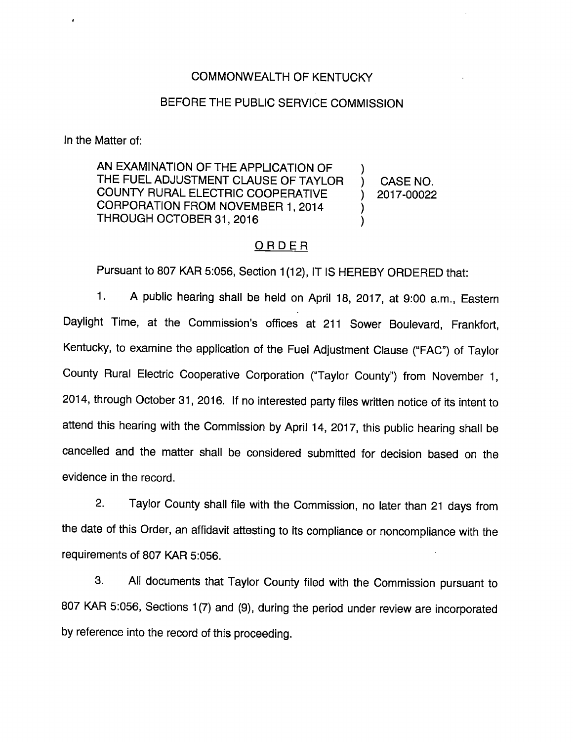COMMONWEALTH OF KENTUCKY

BEFORE THE PUBLIC SERVICE COMMISSION

In the Matter of:

AN EXAMINATION OF THE APPLICATION OF THE FUEL ADJUSTMENT CLAUSE OF TAYLOR COUNTY RURAL ELECTRIC COOPERATIVE CORPORATION FROM NOVEMBER 1, 2014 THROUGH OCTOBER 31, 2016 ) CASE NO. 2017-00022

## ORDER

Pursuant to 807 KAR 5:056, Section 1(12), IT IS HEREBY ORDERED that:

1. A public hearing shall be held on April 18, 2017, at 9:00 a.m., Eastern Daylight Time, at the Commission's offices at 211 Sower Boulevard, Frankfort, Kentucky, to examine the application of the Fuel Adjustment Clause ("FAC") of Taylor County Rural Electric Cooperative Corporation ("Taylor County") from November 1, 2014, through October 31, 2016. If no interested party files written notice of its intent to attend this hearing with the Commission by April 14, 2017, this public hearing shall be cancelled and the matter shall be considered submitted for decision based on the evidence in the record.

2. Taylor County shall file with the Commission, no later than 21 days from the date of this Order, an affidavit attesting to its compliance or noncompliance with the requirements of 807 KAR 5:056.

3. All documents that Taylor County filed with the Commission pursuant to 807 KAR 5:056, Sections 1(7) and (9), during the period under review are incorporated by reference into the record of this proceeding.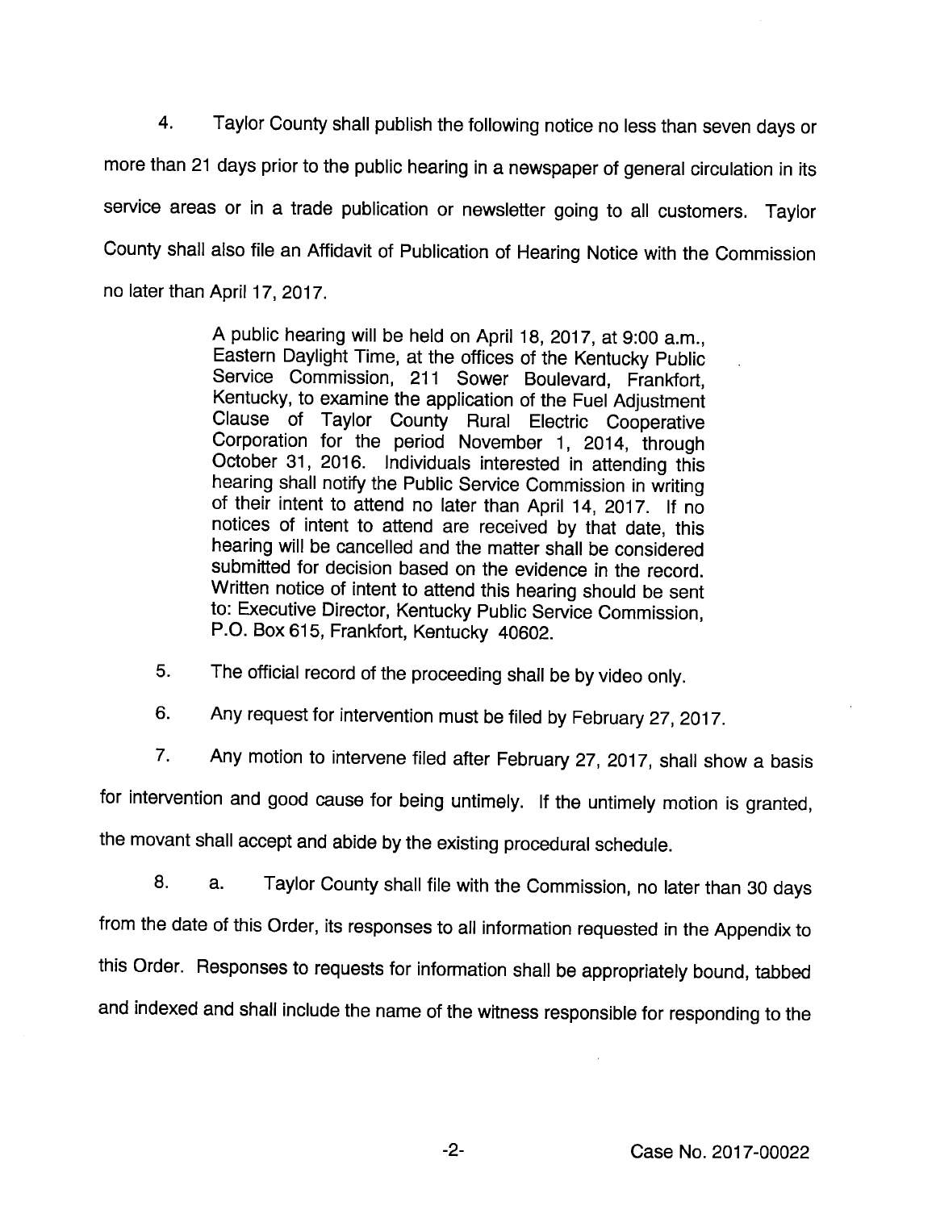4. Taylor County shall publish the following notice no less than seven days or more than 21 days prior to the public hearing in a newspaper of general circulation in its service areas or in a trade publication or newsletter going to all customers. Taylor County shall also file an Affidavit of Publication of Hearing Notice with the Commission no later than April 17, 2017.

> A public hearing will be held on April 18, 2017, at 9:00 a.m., Eastern Daylight Time, at the offices of the Kentucky Public Service Commission, 211 Sower Boulevard, Frankfort, Kentucky, to examine the application of the Fuel Adjustment Clause of Taylor County Rural Electric Cooperative Corporation for the period November 1, 2014, through October 31, 2016. Individuals interested in attending this hearing shall notify the Public Service Commission in writing of their intent to attend no later than April 14, 2017. If no notices of intent to attend are received by that date, this hearing will be cancelled and the matter shall be considered submitted for decision based on the evidence in the record. Written notice of intent to attend this hearing should be sent to: Executive Director, Kentucky Public Service Commission, P.O. Box 615, Frankfort, Kentucky 40602.

5. The official record of the proceeding shall be by video only.

6. Any request for intervention must be filed by February 27, 2017.

7. Any motion to intervene filed after February 27, 2017, shall show a basis for intervention and good cause for being untimely. If the untimely motion is granted, the movant shall accept and abide by the existing procedural schedule.

8. a. Taylor County shall file with the Commission, no later than 30 days from the date of this Order, its responses to all information requested in the Appendix to this Order. Responses to requests for information shall be appropriately bound, tabbed and indexed and shall include the name of the witness responsible for responding to the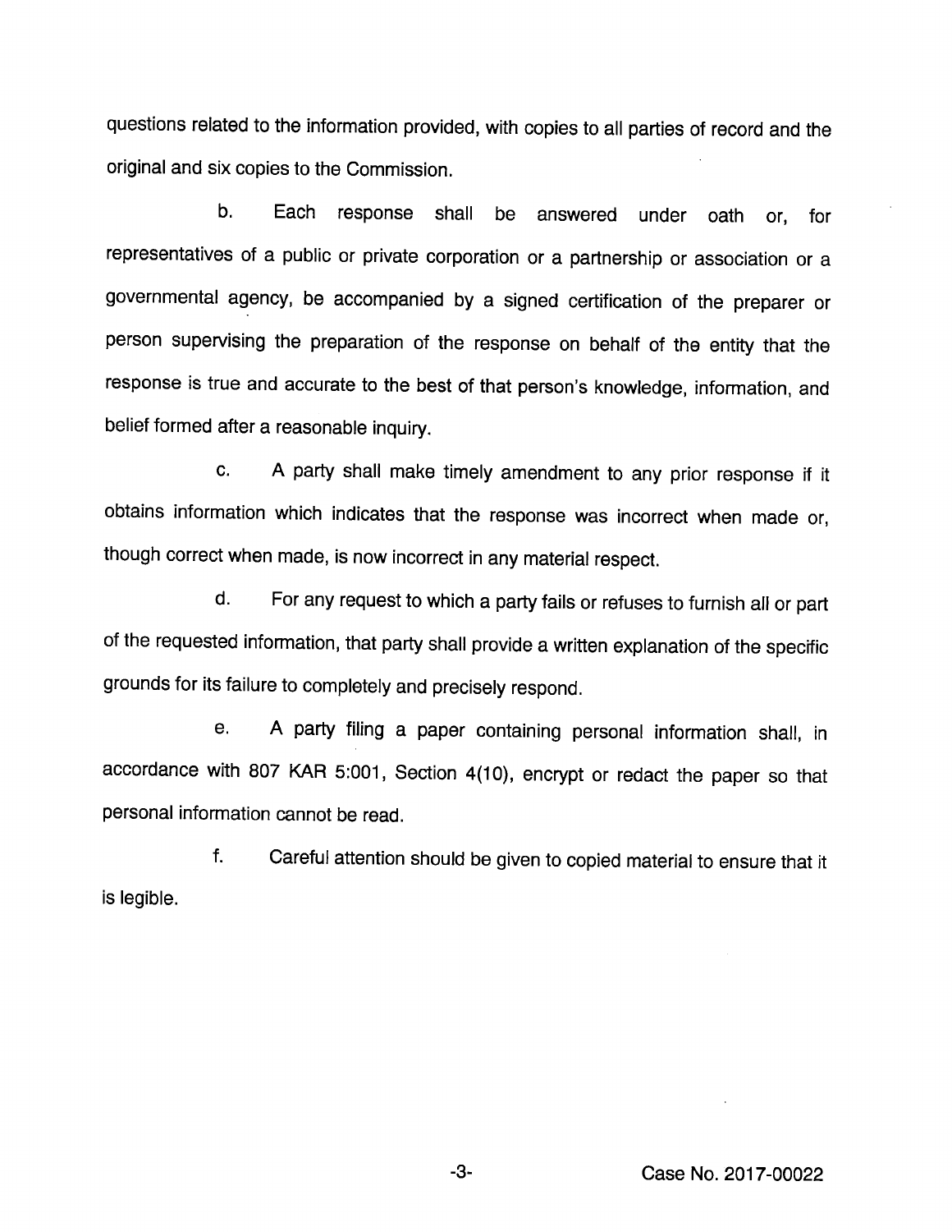questions related to the information provided, with copies to all parties of record and the original and six copies to the Commission.

b. Each response shall be answered under oath or, for representatives of a public or private corporation or a partnership or association or a governmental agency, be accompanied by a signed certification of the preparer or person supervising the preparation of the response on behalf of the entity that the response is true and accurate to the best of that person's knowledge, information, and belief formed after a reasonable inquiry.

c. A party shall make timely amendment to any prior response if it obtains information which indicates that the response was incorrect when made or, though correct when made, is now incorrect in any material respect.

d. For any request to which a party fails or refuses to furnish all or part of the requested information, that party shall provide a written explanation of the specific grounds for its failure to completely and precisely respond.

e. A party filing a paper containing personal information shall, in accordance with 807 KAR 5:001, Section 4(10), encrypt or redact the paper so that personal information cannot be read.

f. Careful attention should be given to copied material to ensure that it is legible.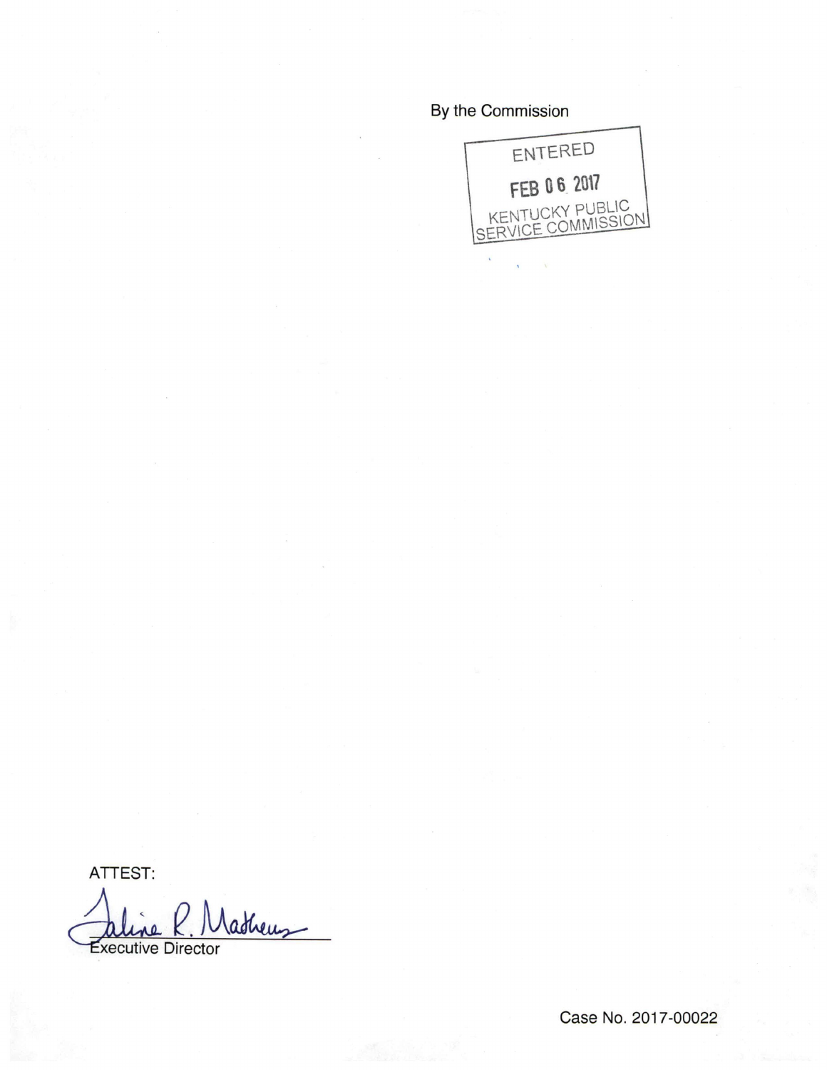By the Commission

ENTERED

FEB 06 2017

KENTUCKY PUBLIC SERVICE COMMISSION

ATTEST:

Taline R. Mathews

Executive Director

Case No. 2017-00022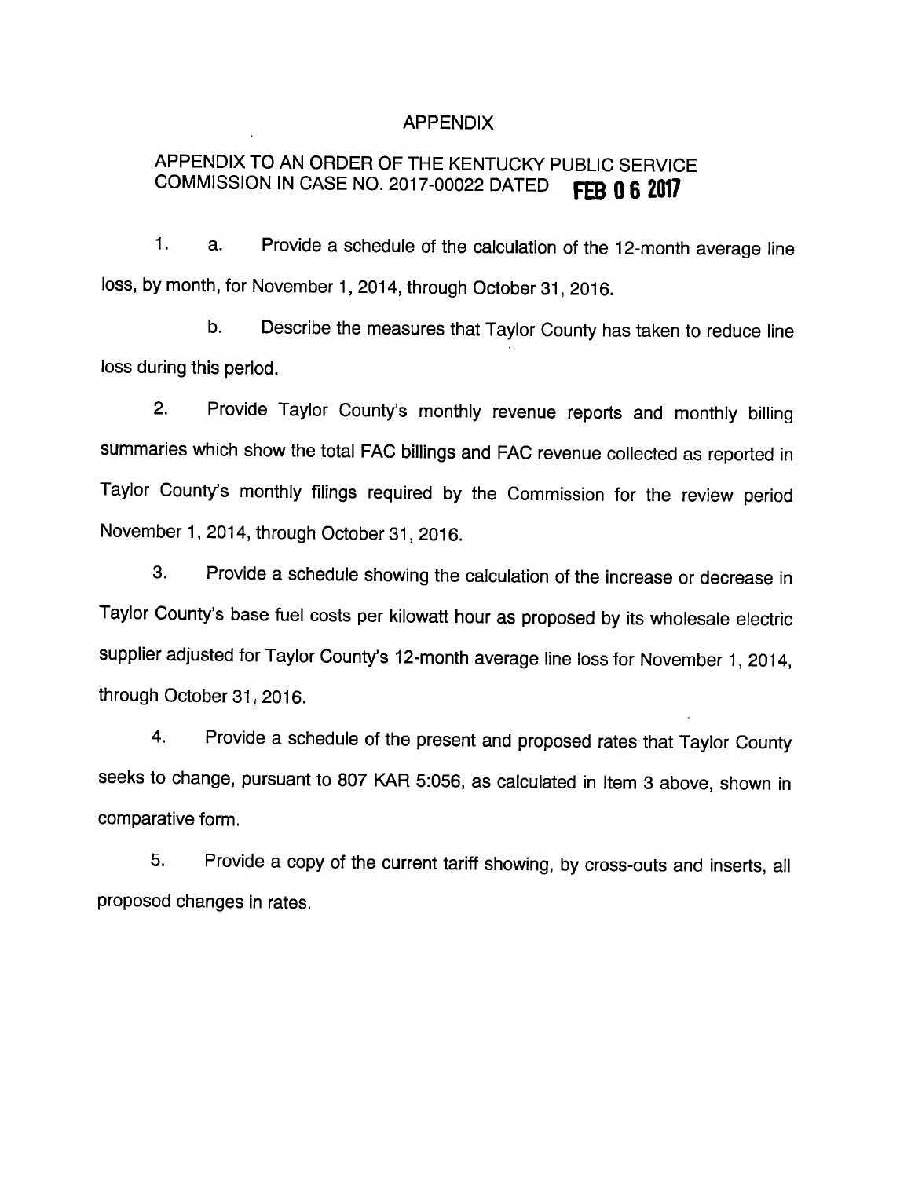# APPENDIX

## APPENDIX TO AN ORDER OF THE KENTUCKY PUBLIC SERVICE COMMISSION IN CASE NO. 2017-00022 DATED FEB 06 2017

1. a. Provide a schedule of the calculation of the 12-month average line loss, by month, for November 1, 2014, through October 31, 2016.

   b. Describe the measures that Taylor County has taken to reduce line loss during this period.

2. Provide Taylor County's monthly revenue reports and monthly billing summaries which show the total FAC billings and FAC revenue collected as reported in Taylor County's monthly filings required by the Commission for the review period November 1, 2014, through October 31, 2016.

3. Provide a schedule showing the calculation of the increase or decrease in Taylor County's base fuel costs per kilowatt hour as proposed by its wholesale electric supplier adjusted for Taylor County's 12-month average line loss for November 1, 2014, through October 31, 2016.

4. Provide a schedule of the present and proposed rates that Taylor County seeks to change, pursuant to 807 KAR 5:056, as calculated in Item 3 above, shown in comparative form.

5. Provide a copy of the current tariff showing, by cross-outs and inserts, all proposed changes in rates.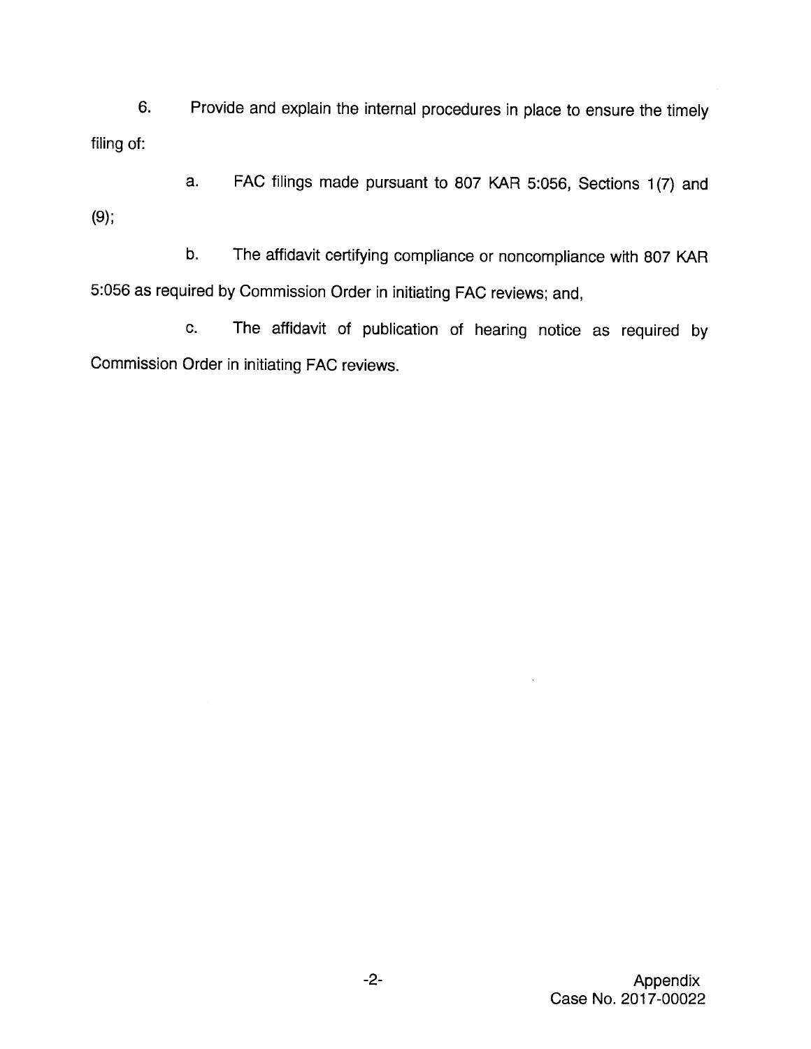6. Provide and explain the internal procedures in place to ensure the timely filing of:

   a. FAC filings made pursuant to 807 KAR 5:056, Sections 1(7) and (9);

   b. The affidavit certifying compliance or noncompliance with 807 KAR 5:056 as required by Commission Order in initiating FAC reviews; and,

   c. The affidavit of publication of hearing notice as required by Commission Order in initiating FAC reviews.

Appendix
Case No. 2017-00022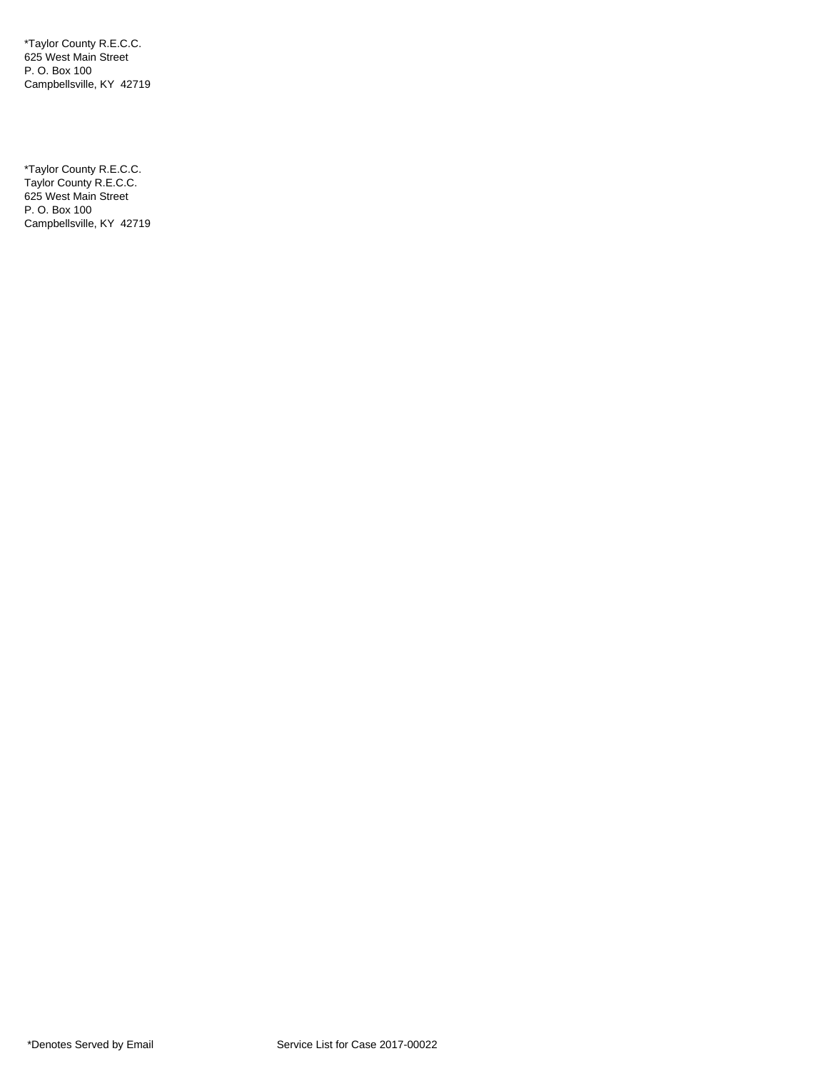*Taylor County R.E.C.C.
625 West Main Street
P. O. Box 100
Campbellsville, KY 42719

*Taylor County R.E.C.C.
Taylor County R.E.C.C.
625 West Main Street
P. O. Box 100
Campbellsville, KY 42719

*Denotes Served by Email

Service List for Case 2017-00022